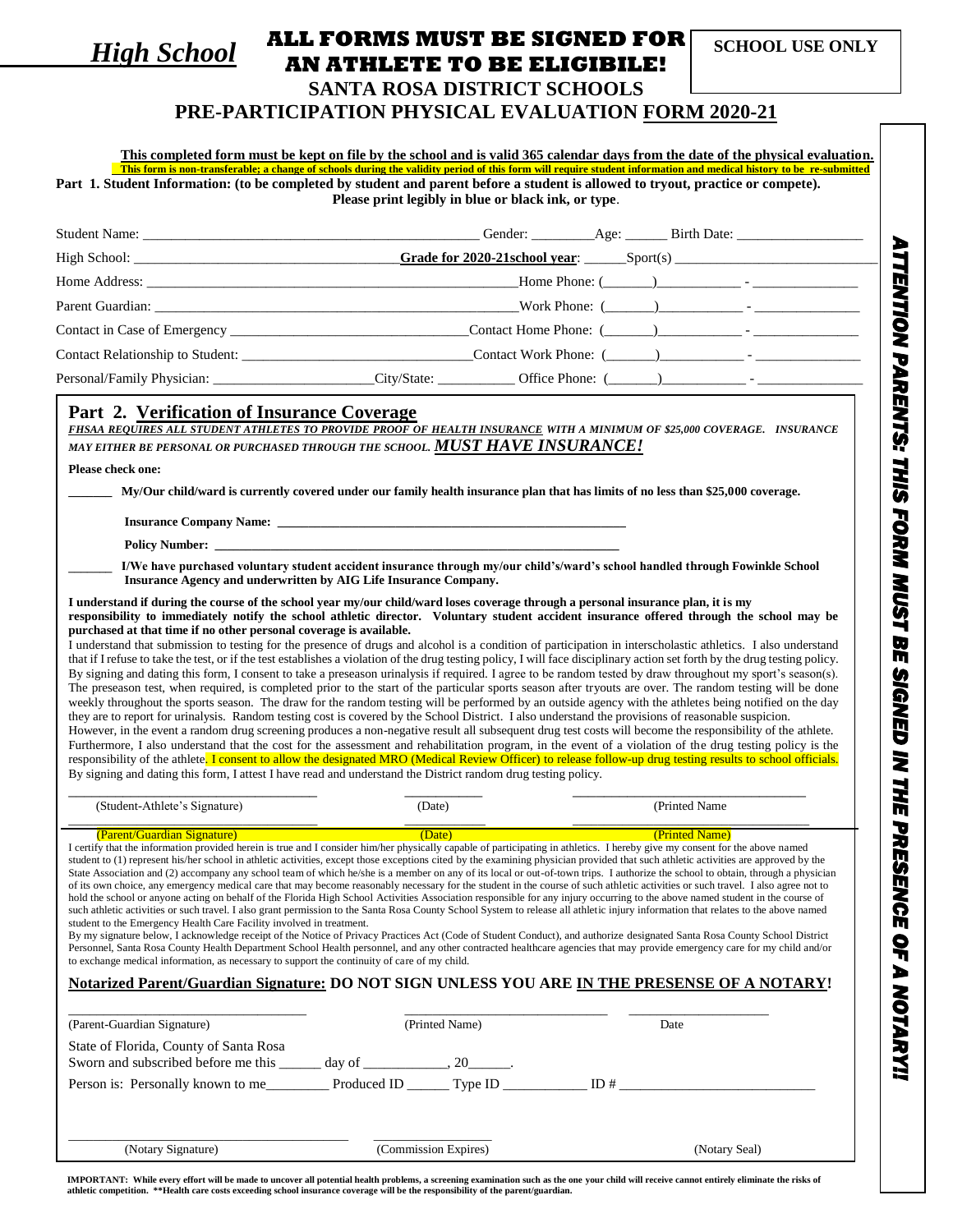*High School*

**ALL FORMS MUST BE SIGNED FOR AN ATHLETE TO BE ELIGIBILE!**

**SCHOOL USE ONLY**

# SANTA ROSA DISTRICT SCHOOLS

# PRE-PARTICIPATION PHYSICAL EVALUATION FORM 2020-21

**This completed form must be kept on file by the school and is valid 365 calendar days from the date of the physical evaluation.**

**This form is non-transferable; a change of schools during the validity period of this form will require student information and medical history to be re-submitted**

**Part 1. Student Information: (to be completed by student and parent before a student is allowed to tryout, practice or compete).**
**Please print legibly in blue or black ink, or type.**

Student Name: ______________________________ Gender: ________Age: ______ Birth Date: ________________

High School: ______________________________ **Grade for 2020-21school year**: ______Sport(s) ______________________

Home Address: ______________________________Home Phone: (_______)___________ - ______________

Parent Guardian: ______________________________Work Phone: (_______)___________ - ______________

Contact in Case of Emergency ______________________________Contact Home Phone: (_______)___________ - ______________

Contact Relationship to Student: ______________________________Contact Work Phone: (_______)___________ - ______________

Personal/Family Physician: ______________________City/State: ___________ Office Phone: (_______)___________ - ______________

## Part 2. Verification of Insurance Coverage

***FHSAA REQUIRES ALL STUDENT ATHLETES TO PROVIDE PROOF OF HEALTH INSURANCE WITH A MINIMUM OF $25,000 COVERAGE. INSURANCE MAY EITHER BE PERSONAL OR PURCHASED THROUGH THE SCHOOL. MUST HAVE INSURANCE!***

**Please check one:**

_______ **My/Our child/ward is currently covered under our family health insurance plan that has limits of no less than $25,000 coverage.**

**Insurance Company Name: ______________________________________________**

**Policy Number: ______________________________________________**

_______ **I/We have purchased voluntary student accident insurance through my/our child's/ward's school handled through Fowinkle School Insurance Agency and underwritten by AIG Life Insurance Company.**

**I understand if during the course of the school year my/our child/ward loses coverage through a personal insurance plan, it is my responsibility to immediately notify the school athletic director. Voluntary student accident insurance offered through the school may be purchased at that time if no other personal coverage is available.**

I understand that submission to testing for the presence of drugs and alcohol is a condition of participation in interscholastic athletics. I also understand that if I refuse to take the test, or if the test establishes a violation of the drug testing policy, I will face disciplinary action set forth by the drug testing policy. By signing and dating this form, I consent to take a preseason urinalysis if required. I agree to be random tested by draw throughout my sport's season(s). The preseason test, when required, is completed prior to the start of the particular sports season after tryouts are over. The random testing will be done weekly throughout the sports season. The draw for the random testing will be performed by an outside agency with the athletes being notified on the day they are to report for urinalysis. Random testing cost is covered by the School District. I also understand the provisions of reasonable suspicion. However, in the event a random drug screening produces a non-negative result all subsequent drug test costs will become the responsibility of the athlete. Furthermore, I also understand that the cost for the assessment and rehabilitation program, in the event of a violation of the drug testing policy is the responsibility of the athlete. I consent to allow the designated MRO (Medical Review Officer) to release follow-up drug testing results to school officials. By signing and dating this form, I attest I have read and understand the District random drug testing policy.

______________________________ ____________ ______________________________
(Student-Athlete's Signature) (Date) (Printed Name

______________________________ ____________ ______________________________
(Parent/Guardian Signature) (Date) (Printed Name)

I certify that the information provided herein is true and I consider him/her physically capable of participating in athletics. I hereby give my consent for the above named student to (1) represent his/her school in athletic activities, except those exceptions cited by the examining physician provided that such athletic activities are approved by the State Association and (2) accompany any school team of which he/she is a member on any of its local or out-of-town trips. I authorize the school to obtain, through a physician of its own choice, any emergency medical care that may become reasonably necessary for the student in the course of such athletic activities or such travel. I also agree not to hold the school or anyone acting on behalf of the Florida High School Activities Association responsible for any injury occurring to the above named student in the course of such athletic activities or such travel. I also grant permission to the Santa Rosa County School System to release all athletic injury information that relates to the above named student to the Emergency Health Care Facility involved in treatment.

By my signature below, I acknowledge receipt of the Notice of Privacy Practices Act (Code of Student Conduct), and authorize designated Santa Rosa County School District Personnel, Santa Rosa County Health Department School Health personnel, and any other contracted healthcare agencies that may provide emergency care for my child and/or to exchange medical information, as necessary to support the continuity of care of my child.

**Notarized Parent/Guardian Signature: DO NOT SIGN UNLESS YOU ARE IN THE PRESENSE OF A NOTARY!**

______________________________ ______________________________ ____________________
(Parent-Guardian Signature) (Printed Name) Date

State of Florida, County of Santa Rosa
Sworn and subscribed before me this ______ day of ____________, 20______.

Person is: Personally known to me_________ Produced ID ______ Type ID ____________ ID # ______________________

______________________________ ____________________
(Notary Signature) (Commission Expires) (Notary Seal)

**IMPORTANT: While every effort will be made to uncover all potential health problems, a screening examination such as the one your child will receive cannot entirely eliminate the risks of athletic competition. **Health care costs exceeding school insurance coverage will be the responsibility of the parent/guardian.**

***ATTENTION PARENTS: THIS FORM MUST BE SIGNED IN THE PRESENCE OF A NOTARY!!***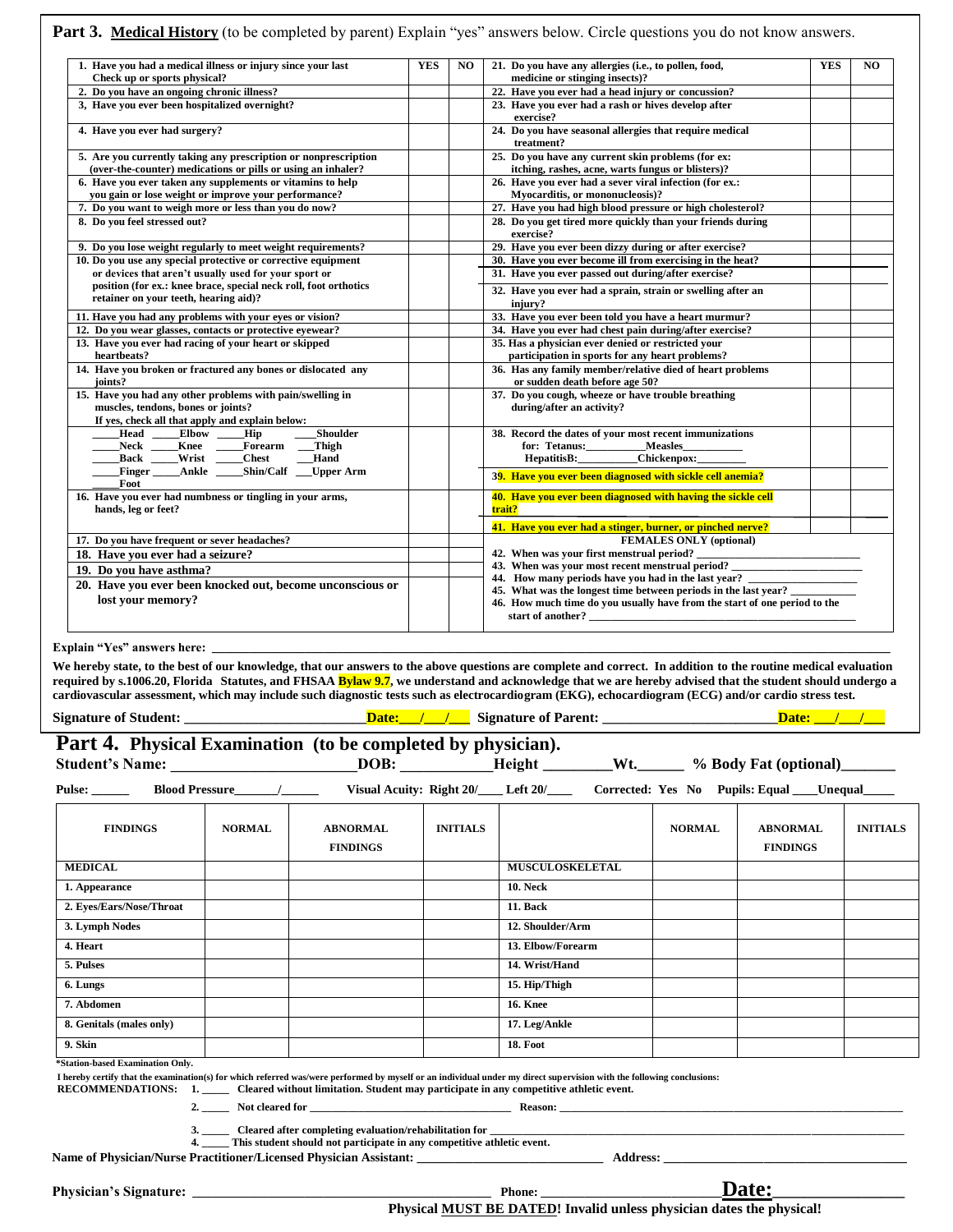## Part 3. Medical History (to be completed by parent) Explain "yes" answers below. Circle questions you do not know answers.

| | YES | NO | | YES | NO |
|---|---|---|---|---|---|
| 1. Have you had a medical illness or injury since your last Check up or sports physical? | | | 21. Do you have any allergies (i.e., to pollen, food, medicine or stinging insects)? | | |
| 2. Do you have an ongoing chronic illness? | | | 22. Have you ever had a head injury or concussion? | | |
| 3, Have you ever been hospitalized overnight? | | | 23. Have you ever had a rash or hives develop after exercise? | | |
| 4. Have you ever had surgery? | | | 24. Do you have seasonal allergies that require medical treatment? | | |
| 5. Are you currently taking any prescription or nonprescription (over-the-counter) medications or pills or using an inhaler? | | | 25. Do you have any current skin problems (for ex: itching, rashes, acne, warts fungus or blisters)? | | |
| 6. Have you ever taken any supplements or vitamins to help you gain or lose weight or improve your performance? | | | 26. Have you ever had a sever viral infection (for ex.: Myocarditis, or mononucleosis)? | | |
| 7. Do you want to weigh more or less than you do now? | | | 27. Have you had high blood pressure or high cholesterol? | | |
| 8. Do you feel stressed out? | | | 28. Do you get tired more quickly than your friends during exercise? | | |
| 9. Do you lose weight regularly to meet weight requirements? | | | 29. Have you ever been dizzy during or after exercise? | | |
| 10. Do you use any special protective or corrective equipment or devices that aren't usually used for your sport or position (for ex.: knee brace, special neck roll, foot orthotics retainer on your teeth, hearing aid)? | | | 30. Have you ever become ill from exercising in the heat? 31. Have you ever passed out during/after exercise? 32. Have you ever had a sprain, strain or swelling after an injury? | | |
| 11. Have you had any problems with your eyes or vision? | | | 33. Have you ever been told you have a heart murmur? | | |
| 12. Do you wear glasses, contacts or protective eyewear? | | | 34. Have you ever had chest pain during/after exercise? | | |
| 13. Have you ever had racing of your heart or skipped heartbeats? | | | 35. Has a physician ever denied or restricted your participation in sports for any heart problems? | | |
| 14. Have you broken or fractured any bones or dislocated any joints? | | | 36. Has any family member/relative died of heart problems or sudden death before age 50? | | |
| 15. Have you had any other problems with pain/swelling in muscles, tendons, bones or joints? If yes, check all that apply and explain below: \_\_\_\_Head \_\_\_\_Elbow \_\_\_\_Hip \_\_\_\_Shoulder \_\_\_\_Neck \_\_\_\_Knee \_\_\_\_Forearm \_\_\_Thigh \_\_\_\_Back \_\_\_\_Wrist \_\_\_\_Chest \_\_\_Hand \_\_\_\_Finger \_\_\_\_Ankle \_\_\_\_Shin/Calf \_\_\_Upper Arm \_\_\_\_Foot | | | 37. Do you cough, wheeze or have trouble breathing during/after an activity? 38. Record the dates of your most recent immunizations for: Tetanus:\_\_\_\_\_\_ Measles\_\_\_\_\_\_ HepatitisB:\_\_\_\_\_\_ Chickenpox:\_\_\_\_\_\_ 39. Have you ever been diagnosed with sickle cell anemia? | | |
| 16. Have you ever had numbness or tingling in your arms, hands, leg or feet? | | | 40. Have you ever been diagnosed with having the sickle cell trait? 41. Have you ever had a stinger, burner, or pinched nerve? | | |
| 17. Do you have frequent or sever headaches? | | | FEMALES ONLY (optional) | | |
| 18. Have you ever had a seizure? | | | 42. When was your first menstrual period? \_\_\_\_\_\_ | | |
| 19. Do you have asthma? | | | 43. When was your most recent menstrual period? \_\_\_\_\_\_ | | |
| 20. Have you ever been knocked out, become unconscious or lost your memory? | | | 44. How many periods have you had in the last year? \_\_\_\_\_\_ 45. What was the longest time between periods in the last year? \_\_\_\_\_\_ 46. How much time do you usually have from the start of one period to the start of another? \_\_\_\_\_\_ | | |

**Explain "Yes" answers here:** \_\_\_\_\_\_\_\_\_\_\_\_\_\_\_\_\_\_\_\_

**We hereby state, to the best of our knowledge, that our answers to the above questions are complete and correct. In addition to the routine medical evaluation required by s.1006.20, Florida Statutes, and FHSAA Bylaw 9.7, we understand and acknowledge that we are hereby advised that the student should undergo a cardiovascular assessment, which may include such diagnostic tests such as electrocardiogram (EKG), echocardiogram (ECG) and/or cardio stress test.**

**Signature of Student:** \_\_\_\_\_\_\_\_\_\_\_\_\_\_\_\_ **Date:\_\_\_/\_\_\_/\_\_\_** **Signature of Parent:** \_\_\_\_\_\_\_\_\_\_\_\_\_\_\_\_ **Date: \_\_\_/\_\_\_/\_\_\_**

## Part 4. Physical Examination (to be completed by physician).

**Student's Name:** \_\_\_\_\_\_\_\_\_\_\_\_ **DOB:** \_\_\_\_\_\_ **Height** \_\_\_\_\_\_ **Wt.**\_\_\_\_\_\_ **% Body Fat (optional)**\_\_\_\_\_\_

**Pulse:** \_\_\_\_\_\_ **Blood Pressure**\_\_\_\_\_\_/\_\_\_\_\_\_ **Visual Acuity: Right 20/**\_\_\_\_ **Left 20/**\_\_\_\_ **Corrected: Yes No Pupils: Equal** \_\_\_\_**Unequal**\_\_\_\_

| FINDINGS | NORMAL | ABNORMAL FINDINGS | INITIALS | | NORMAL | ABNORMAL FINDINGS | INITIALS |
|---|---|---|---|---|---|---|---|
| MEDICAL | | | | MUSCULOSKELETAL | | | |
| 1. Appearance | | | | 10. Neck | | | |
| 2. Eyes/Ears/Nose/Throat | | | | 11. Back | | | |
| 3. Lymph Nodes | | | | 12. Shoulder/Arm | | | |
| 4. Heart | | | | 13. Elbow/Forearm | | | |
| 5. Pulses | | | | 14. Wrist/Hand | | | |
| 6. Lungs | | | | 15. Hip/Thigh | | | |
| 7. Abdomen | | | | 16. Knee | | | |
| 8. Genitals (males only) | | | | 17. Leg/Ankle | | | |
| 9. Skin | | | | 18. Foot | | | |

**\*Station-based Examination Only.**

**I hereby certify that the examination(s) for which referred was/were performed by myself or an individual under my direct supervision with the following conclusions:**

**RECOMMENDATIONS:**
1. \_\_\_\_\_ Cleared without limitation. Student may participate in any competitive athletic event.
2. \_\_\_\_\_ Not cleared for \_\_\_\_\_\_\_\_\_\_\_\_ Reason: \_\_\_\_\_\_\_\_\_\_\_\_
3. \_\_\_\_\_ Cleared after completing evaluation/rehabilitation for \_\_\_\_\_\_\_\_\_\_\_\_
4. \_\_\_\_\_ This student should not participate in any competitive athletic event.

**Name of Physician/Nurse Practitioner/Licensed Physician Assistant:** \_\_\_\_\_\_\_\_\_\_\_\_ **Address:** \_\_\_\_\_\_\_\_\_\_\_\_

**Physician's Signature:** \_\_\_\_\_\_\_\_\_\_\_\_ **Phone:** \_\_\_\_\_\_\_\_\_\_\_\_ **Date:**\_\_\_\_\_\_\_\_\_\_\_\_

**Physical MUST BE DATED! Invalid unless physician dates the physical!**